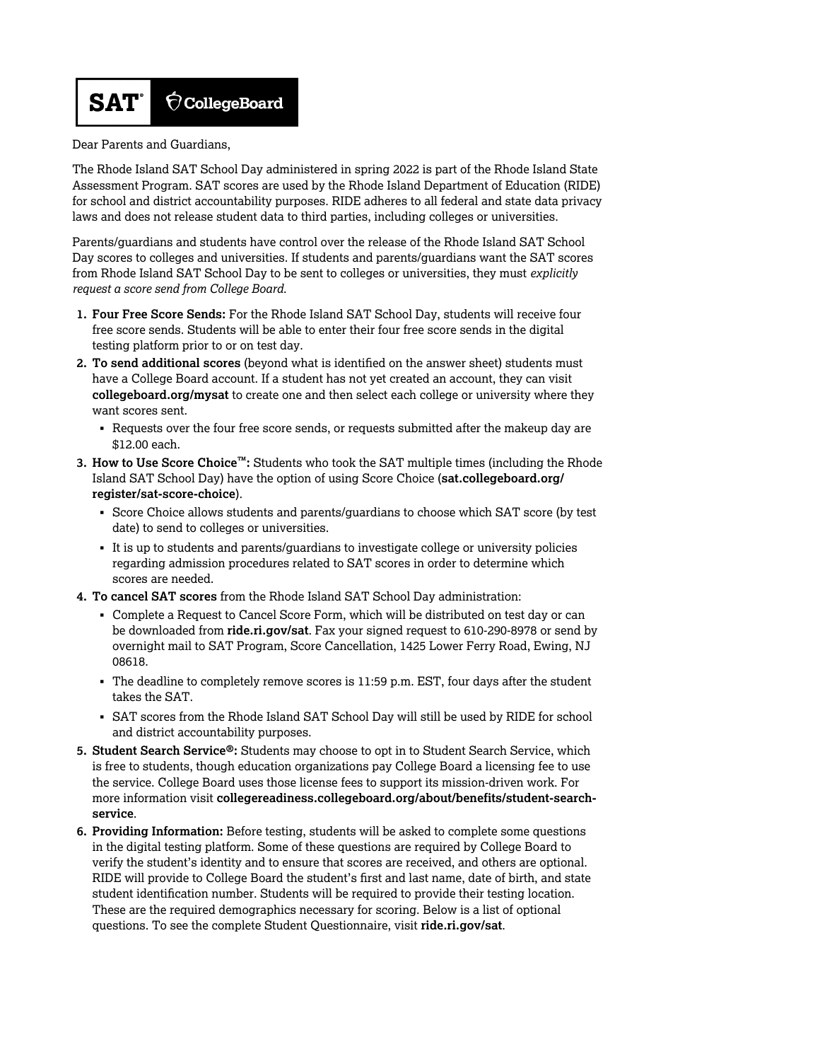**SAT® CollegeBoard**

Dear Parents and Guardians,

The Rhode Island SAT School Day administered in spring 2022 is part of the Rhode Island State Assessment Program. SAT scores are used by the Rhode Island Department of Education (RIDE) for school and district accountability purposes. RIDE adheres to all federal and state data privacy laws and does not release student data to third parties, including colleges or universities.

Parents/guardians and students have control over the release of the Rhode Island SAT School Day scores to colleges and universities. If students and parents/guardians want the SAT scores from Rhode Island SAT School Day to be sent to colleges or universities, they must *explicitly request a score send from College Board.*

1. **Four Free Score Sends:** For the Rhode Island SAT School Day, students will receive four free score sends. Students will be able to enter their four free score sends in the digital testing platform prior to or on test day.
2. **To send additional scores** (beyond what is identified on the answer sheet) students must have a College Board account. If a student has not yet created an account, they can visit **collegeboard.org/mysat** to create one and then select each college or university where they want scores sent.
   - Requests over the four free score sends, or requests submitted after the makeup day are $12.00 each.
3. **How to Use Score Choice™:** Students who took the SAT multiple times (including the Rhode Island SAT School Day) have the option of using Score Choice (**sat.collegeboard.org/register/sat-score-choice**).
   - Score Choice allows students and parents/guardians to choose which SAT score (by test date) to send to colleges or universities.
   - It is up to students and parents/guardians to investigate college or university policies regarding admission procedures related to SAT scores in order to determine which scores are needed.
4. **To cancel SAT scores** from the Rhode Island SAT School Day administration:
   - Complete a Request to Cancel Score Form, which will be distributed on test day or can be downloaded from **ride.ri.gov/sat**. Fax your signed request to 610-290-8978 or send by overnight mail to SAT Program, Score Cancellation, 1425 Lower Ferry Road, Ewing, NJ 08618.
   - The deadline to completely remove scores is 11:59 p.m. EST, four days after the student takes the SAT.
   - SAT scores from the Rhode Island SAT School Day will still be used by RIDE for school and district accountability purposes.
5. **Student Search Service®:** Students may choose to opt in to Student Search Service, which is free to students, though education organizations pay College Board a licensing fee to use the service. College Board uses those license fees to support its mission-driven work. For more information visit **collegereadiness.collegeboard.org/about/benefits/student-search-service**.
6. **Providing Information:** Before testing, students will be asked to complete some questions in the digital testing platform. Some of these questions are required by College Board to verify the student's identity and to ensure that scores are received, and others are optional. RIDE will provide to College Board the student's first and last name, date of birth, and state student identification number. Students will be required to provide their testing location. These are the required demographics necessary for scoring. Below is a list of optional questions. To see the complete Student Questionnaire, visit **ride.ri.gov/sat**.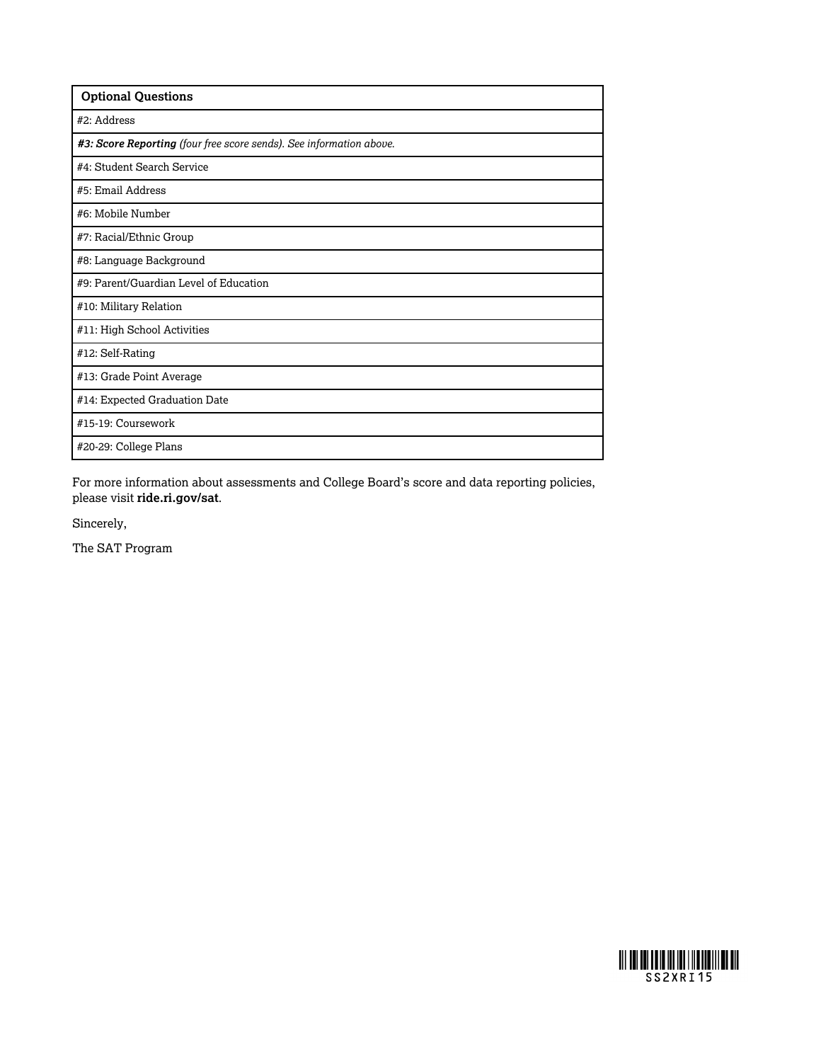| Optional Questions |
| --- |
| #2: Address |
| ***#3: Score Reporting*** *(four free score sends). See information above.* |
| #4: Student Search Service |
| #5: Email Address |
| #6: Mobile Number |
| #7: Racial/Ethnic Group |
| #8: Language Background |
| #9: Parent/Guardian Level of Education |
| #10: Military Relation |
| #11: High School Activities |
| #12: Self-Rating |
| #13: Grade Point Average |
| #14: Expected Graduation Date |
| #15-19: Coursework |
| #20-29: College Plans |

For more information about assessments and College Board's score and data reporting policies, please visit **ride.ri.gov/sat**.

Sincerely,

The SAT Program

SS2XRI15